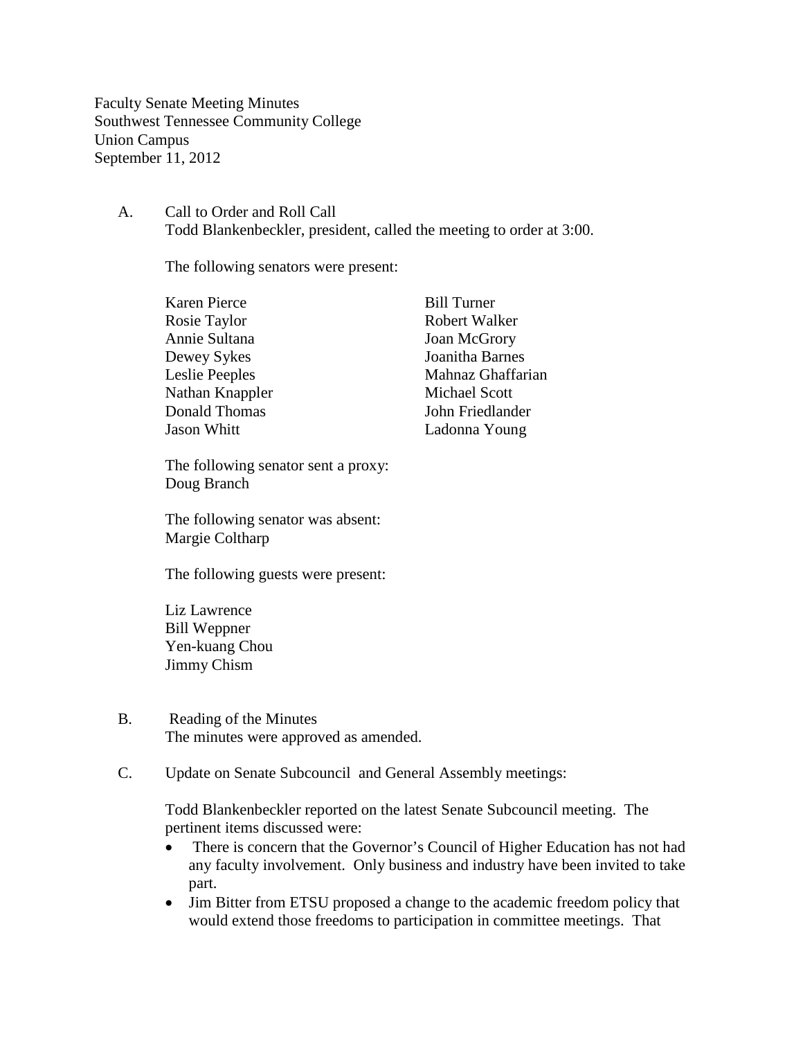Faculty Senate Meeting Minutes
Southwest Tennessee Community College
Union Campus
September 11, 2012

A. Call to Order and Roll Call

Todd Blankenbeckler, president, called the meeting to order at 3:00.

The following senators were present:

| | |
|---|---|
| Karen Pierce | Bill Turner |
| Rosie Taylor | Robert Walker |
| Annie Sultana | Joan McGrory |
| Dewey Sykes | Joanitha Barnes |
| Leslie Peeples | Mahnaz Ghaffarian |
| Nathan Knappler | Michael Scott |
| Donald Thomas | John Friedlander |
| Jason Whitt | Ladonna Young |

The following senator sent a proxy:
Doug Branch

The following senator was absent:
Margie Coltharp

The following guests were present:

Liz Lawrence
Bill Weppner
Yen-kuang Chou
Jimmy Chism

B. Reading of the Minutes

The minutes were approved as amended.

C. Update on Senate Subcouncil and General Assembly meetings:

Todd Blankenbeckler reported on the latest Senate Subcouncil meeting. The pertinent items discussed were:

- There is concern that the Governor's Council of Higher Education has not had any faculty involvement. Only business and industry have been invited to take part.
- Jim Bitter from ETSU proposed a change to the academic freedom policy that would extend those freedoms to participation in committee meetings. That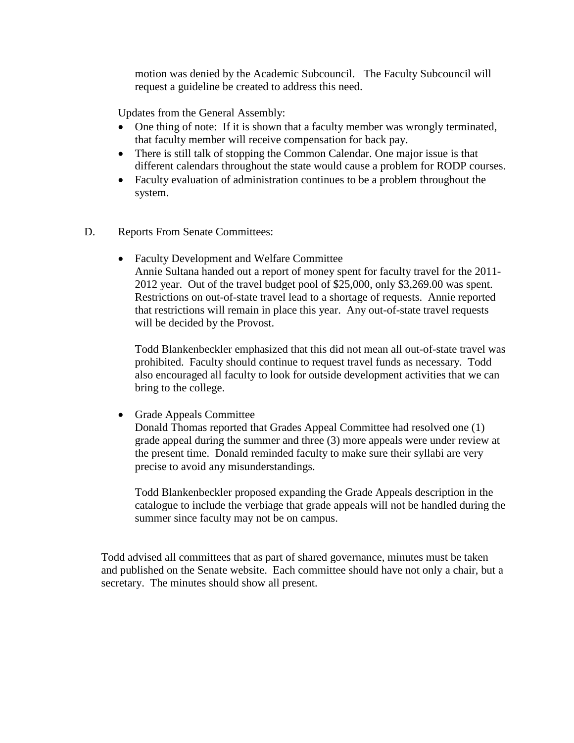motion was denied by the Academic Subcouncil. The Faculty Subcouncil will request a guideline be created to address this need.

Updates from the General Assembly:

- One thing of note: If it is shown that a faculty member was wrongly terminated, that faculty member will receive compensation for back pay.
- There is still talk of stopping the Common Calendar. One major issue is that different calendars throughout the state would cause a problem for RODP courses.
- Faculty evaluation of administration continues to be a problem throughout the system.

D. Reports From Senate Committees:

- Faculty Development and Welfare Committee
  Annie Sultana handed out a report of money spent for faculty travel for the 2011-2012 year. Out of the travel budget pool of $25,000, only $3,269.00 was spent. Restrictions on out-of-state travel lead to a shortage of requests. Annie reported that restrictions will remain in place this year. Any out-of-state travel requests will be decided by the Provost.

  Todd Blankenbeckler emphasized that this did not mean all out-of-state travel was prohibited. Faculty should continue to request travel funds as necessary. Todd also encouraged all faculty to look for outside development activities that we can bring to the college.

- Grade Appeals Committee
  Donald Thomas reported that Grades Appeal Committee had resolved one (1) grade appeal during the summer and three (3) more appeals were under review at the present time. Donald reminded faculty to make sure their syllabi are very precise to avoid any misunderstandings.

  Todd Blankenbeckler proposed expanding the Grade Appeals description in the catalogue to include the verbiage that grade appeals will not be handled during the summer since faculty may not be on campus.

Todd advised all committees that as part of shared governance, minutes must be taken and published on the Senate website. Each committee should have not only a chair, but a secretary. The minutes should show all present.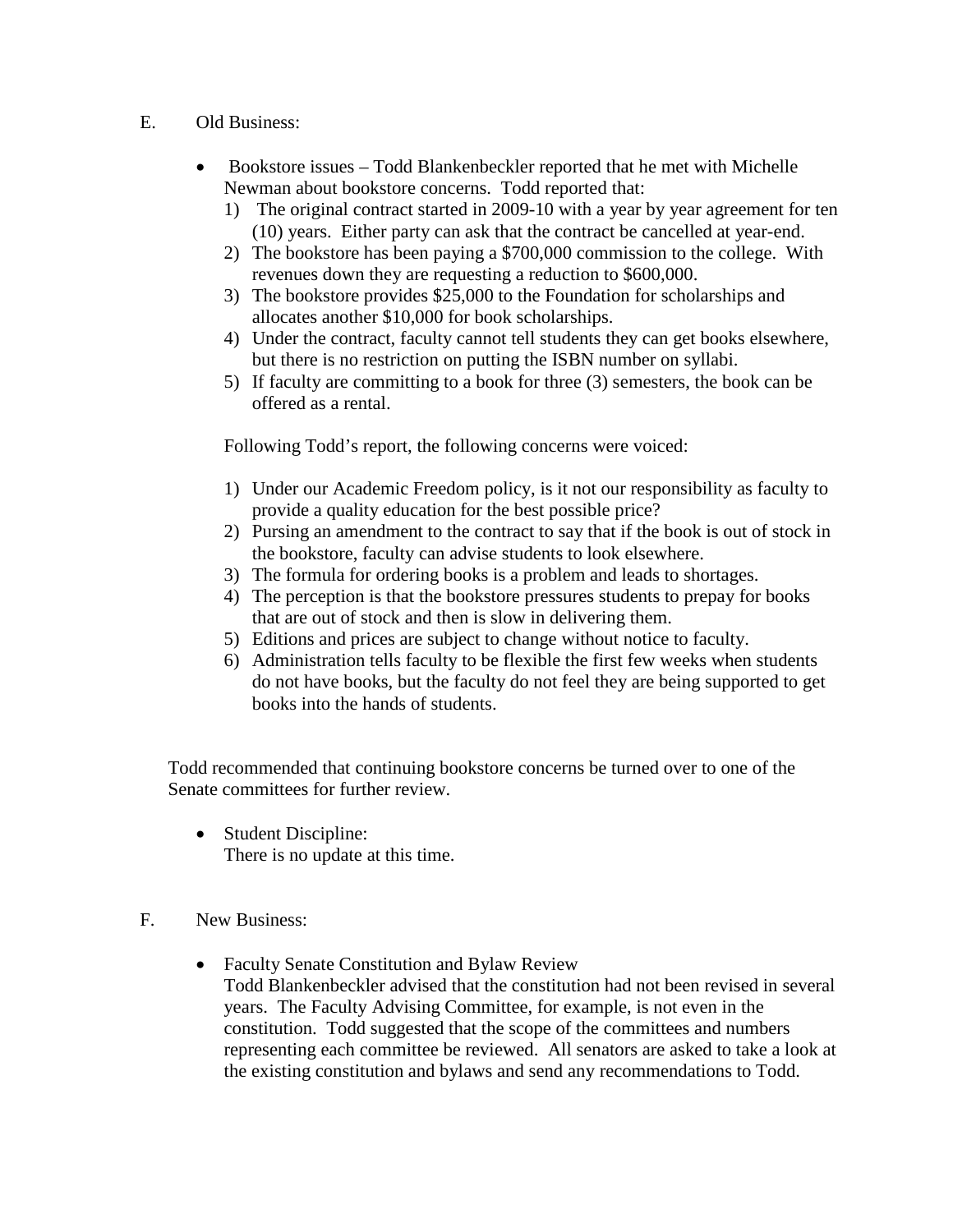E. Old Business:

- Bookstore issues – Todd Blankenbeckler reported that he met with Michelle Newman about bookstore concerns. Todd reported that:
  1) The original contract started in 2009-10 with a year by year agreement for ten (10) years. Either party can ask that the contract be cancelled at year-end.
  2) The bookstore has been paying a $700,000 commission to the college. With revenues down they are requesting a reduction to $600,000.
  3) The bookstore provides $25,000 to the Foundation for scholarships and allocates another $10,000 for book scholarships.
  4) Under the contract, faculty cannot tell students they can get books elsewhere, but there is no restriction on putting the ISBN number on syllabi.
  5) If faculty are committing to a book for three (3) semesters, the book can be offered as a rental.

  Following Todd's report, the following concerns were voiced:

  1) Under our Academic Freedom policy, is it not our responsibility as faculty to provide a quality education for the best possible price?
  2) Pursing an amendment to the contract to say that if the book is out of stock in the bookstore, faculty can advise students to look elsewhere.
  3) The formula for ordering books is a problem and leads to shortages.
  4) The perception is that the bookstore pressures students to prepay for books that are out of stock and then is slow in delivering them.
  5) Editions and prices are subject to change without notice to faculty.
  6) Administration tells faculty to be flexible the first few weeks when students do not have books, but the faculty do not feel they are being supported to get books into the hands of students.

Todd recommended that continuing bookstore concerns be turned over to one of the Senate committees for further review.

- Student Discipline:
  There is no update at this time.

F. New Business:

- Faculty Senate Constitution and Bylaw Review
  Todd Blankenbeckler advised that the constitution had not been revised in several years. The Faculty Advising Committee, for example, is not even in the constitution. Todd suggested that the scope of the committees and numbers representing each committee be reviewed. All senators are asked to take a look at the existing constitution and bylaws and send any recommendations to Todd.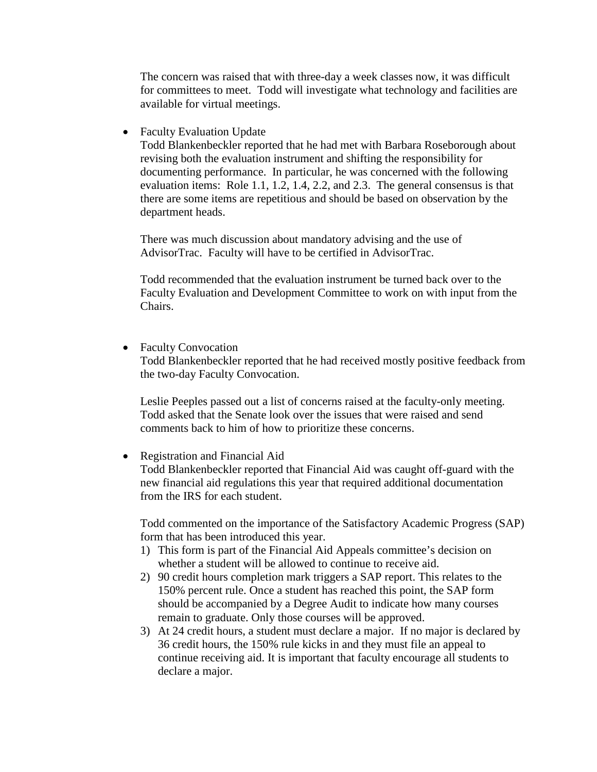The concern was raised that with three-day a week classes now, it was difficult for committees to meet. Todd will investigate what technology and facilities are available for virtual meetings.

- Faculty Evaluation Update

  Todd Blankenbeckler reported that he had met with Barbara Roseborough about revising both the evaluation instrument and shifting the responsibility for documenting performance. In particular, he was concerned with the following evaluation items: Role 1.1, 1.2, 1.4, 2.2, and 2.3. The general consensus is that there are some items are repetitious and should be based on observation by the department heads.

  There was much discussion about mandatory advising and the use of AdvisorTrac. Faculty will have to be certified in AdvisorTrac.

  Todd recommended that the evaluation instrument be turned back over to the Faculty Evaluation and Development Committee to work on with input from the Chairs.

- Faculty Convocation

  Todd Blankenbeckler reported that he had received mostly positive feedback from the two-day Faculty Convocation.

  Leslie Peeples passed out a list of concerns raised at the faculty-only meeting. Todd asked that the Senate look over the issues that were raised and send comments back to him of how to prioritize these concerns.

- Registration and Financial Aid

  Todd Blankenbeckler reported that Financial Aid was caught off-guard with the new financial aid regulations this year that required additional documentation from the IRS for each student.

  Todd commented on the importance of the Satisfactory Academic Progress (SAP) form that has been introduced this year.

  1) This form is part of the Financial Aid Appeals committee's decision on whether a student will be allowed to continue to receive aid.
  2) 90 credit hours completion mark triggers a SAP report. This relates to the 150% percent rule. Once a student has reached this point, the SAP form should be accompanied by a Degree Audit to indicate how many courses remain to graduate. Only those courses will be approved.
  3) At 24 credit hours, a student must declare a major. If no major is declared by 36 credit hours, the 150% rule kicks in and they must file an appeal to continue receiving aid. It is important that faculty encourage all students to declare a major.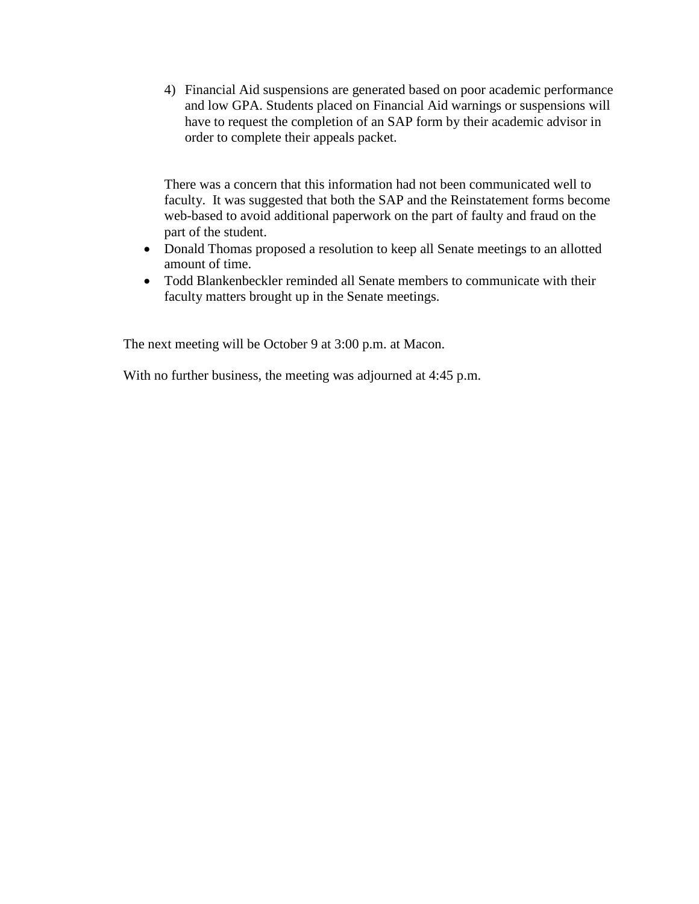4) Financial Aid suspensions are generated based on poor academic performance and low GPA. Students placed on Financial Aid warnings or suspensions will have to request the completion of an SAP form by their academic advisor in order to complete their appeals packet.

   There was a concern that this information had not been communicated well to faculty. It was suggested that both the SAP and the Reinstatement forms become web-based to avoid additional paperwork on the part of faulty and fraud on the part of the student.

- Donald Thomas proposed a resolution to keep all Senate meetings to an allotted amount of time.
- Todd Blankenbeckler reminded all Senate members to communicate with their faculty matters brought up in the Senate meetings.

The next meeting will be October 9 at 3:00 p.m. at Macon.

With no further business, the meeting was adjourned at 4:45 p.m.